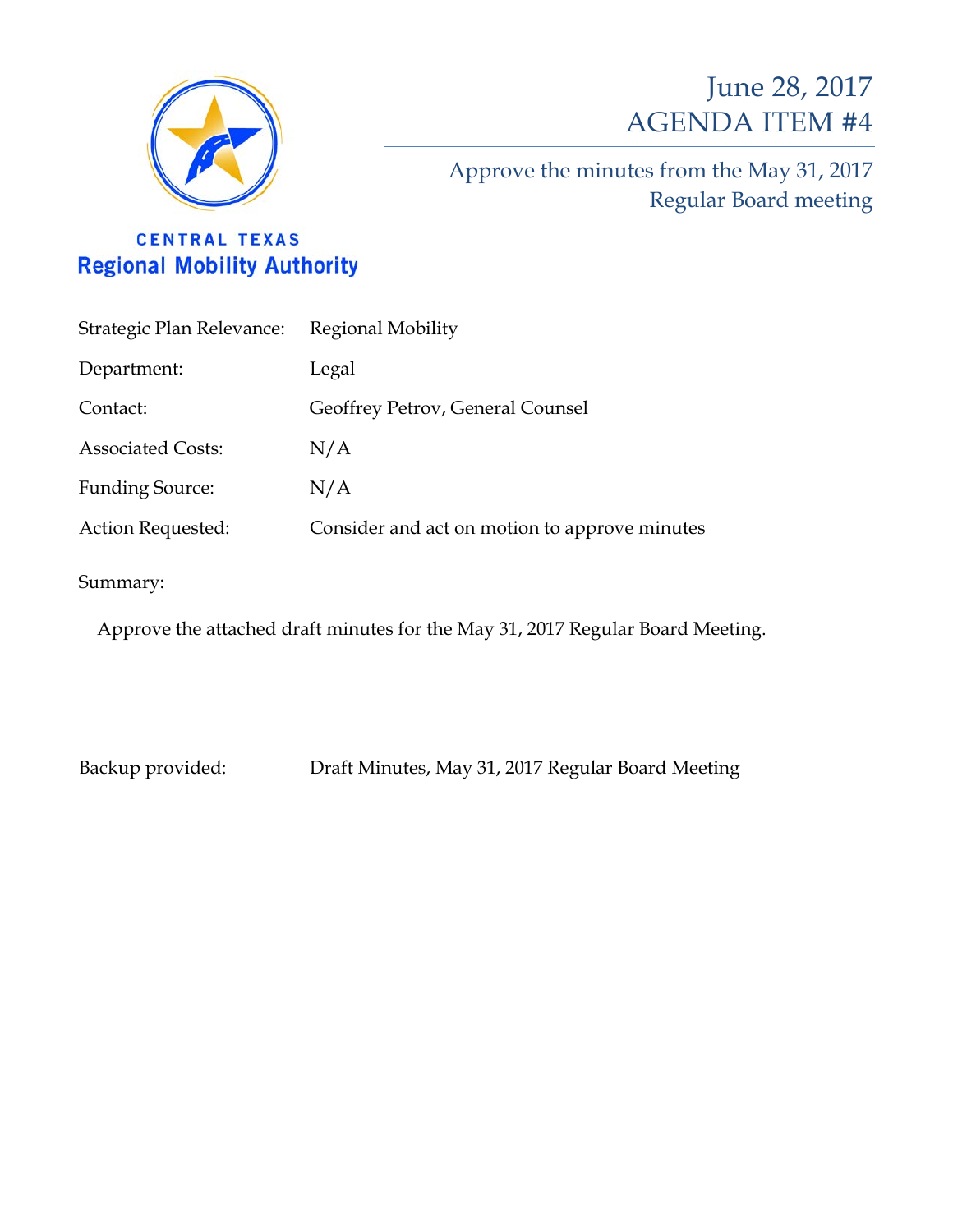CENTRAL TEXAS
**Regional Mobility Authority**

# June 28, 2017
# AGENDA ITEM #4

## Approve the minutes from the May 31, 2017 Regular Board meeting

| | |
|---|---|
| Strategic Plan Relevance: | Regional Mobility |
| Department: | Legal |
| Contact: | Geoffrey Petrov, General Counsel |
| Associated Costs: | N/A |
| Funding Source: | N/A |
| Action Requested: | Consider and act on motion to approve minutes |

Summary:

Approve the attached draft minutes for the May 31, 2017 Regular Board Meeting.

Backup provided: Draft Minutes, May 31, 2017 Regular Board Meeting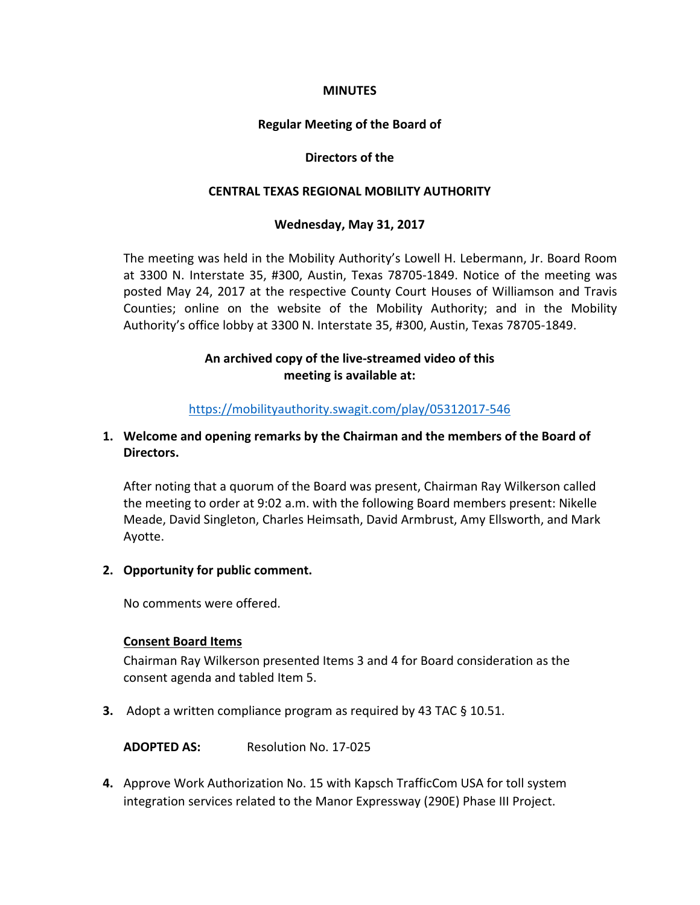**MINUTES**

**Regular Meeting of the Board of**

**Directors of the**

**CENTRAL TEXAS REGIONAL MOBILITY AUTHORITY**

**Wednesday, May 31, 2017**

The meeting was held in the Mobility Authority's Lowell H. Lebermann, Jr. Board Room at 3300 N. Interstate 35, #300, Austin, Texas 78705-1849. Notice of the meeting was posted May 24, 2017 at the respective County Court Houses of Williamson and Travis Counties; online on the website of the Mobility Authority; and in the Mobility Authority's office lobby at 3300 N. Interstate 35, #300, Austin, Texas 78705-1849.

**An archived copy of the live-streamed video of this meeting is available at:**

https://mobilityauthority.swagit.com/play/05312017-546

1. **Welcome and opening remarks by the Chairman and the members of the Board of Directors.**

   After noting that a quorum of the Board was present, Chairman Ray Wilkerson called the meeting to order at 9:02 a.m. with the following Board members present: Nikelle Meade, David Singleton, Charles Heimsath, David Armbrust, Amy Ellsworth, and Mark Ayotte.

2. **Opportunity for public comment.**

   No comments were offered.

   **Consent Board Items**

   Chairman Ray Wilkerson presented Items 3 and 4 for Board consideration as the consent agenda and tabled Item 5.

3. Adopt a written compliance program as required by 43 TAC § 10.51.

   **ADOPTED AS:** Resolution No. 17-025

4. Approve Work Authorization No. 15 with Kapsch TrafficCom USA for toll system integration services related to the Manor Expressway (290E) Phase III Project.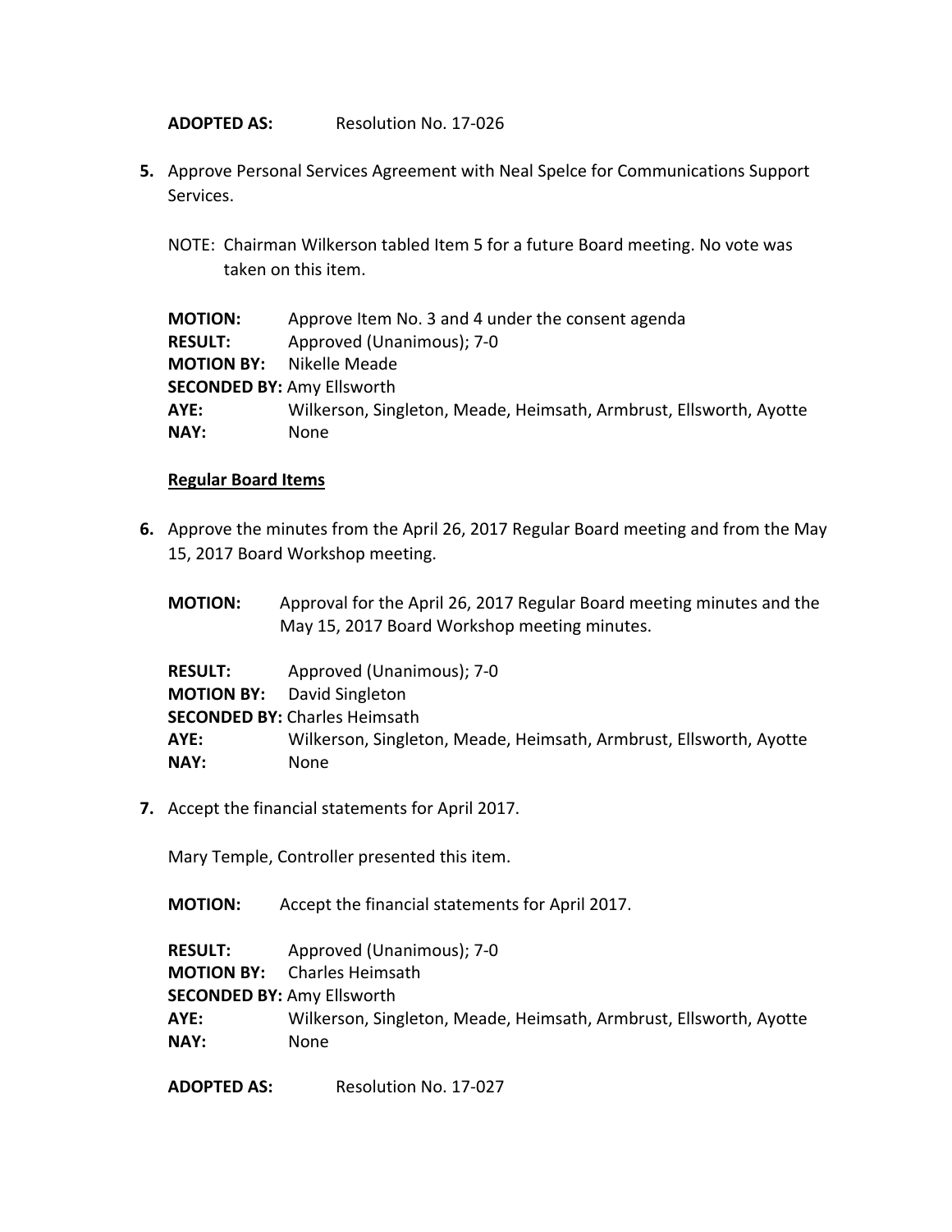**ADOPTED AS:** Resolution No. 17-026

5. Approve Personal Services Agreement with Neal Spelce for Communications Support Services.

   NOTE: Chairman Wilkerson tabled Item 5 for a future Board meeting. No vote was taken on this item.

   **MOTION:** Approve Item No. 3 and 4 under the consent agenda
   **RESULT:** Approved (Unanimous); 7-0
   **MOTION BY:** Nikelle Meade
   **SECONDED BY:** Amy Ellsworth
   **AYE:** Wilkerson, Singleton, Meade, Heimsath, Armbrust, Ellsworth, Ayotte
   **NAY:** None

**<u>Regular Board Items</u>**

6. Approve the minutes from the April 26, 2017 Regular Board meeting and from the May 15, 2017 Board Workshop meeting.

   **MOTION:** Approval for the April 26, 2017 Regular Board meeting minutes and the May 15, 2017 Board Workshop meeting minutes.

   **RESULT:** Approved (Unanimous); 7-0
   **MOTION BY:** David Singleton
   **SECONDED BY:** Charles Heimsath
   **AYE:** Wilkerson, Singleton, Meade, Heimsath, Armbrust, Ellsworth, Ayotte
   **NAY:** None

7. Accept the financial statements for April 2017.

   Mary Temple, Controller presented this item.

   **MOTION:** Accept the financial statements for April 2017.

   **RESULT:** Approved (Unanimous); 7-0
   **MOTION BY:** Charles Heimsath
   **SECONDED BY:** Amy Ellsworth
   **AYE:** Wilkerson, Singleton, Meade, Heimsath, Armbrust, Ellsworth, Ayotte
   **NAY:** None

   **ADOPTED AS:** Resolution No. 17-027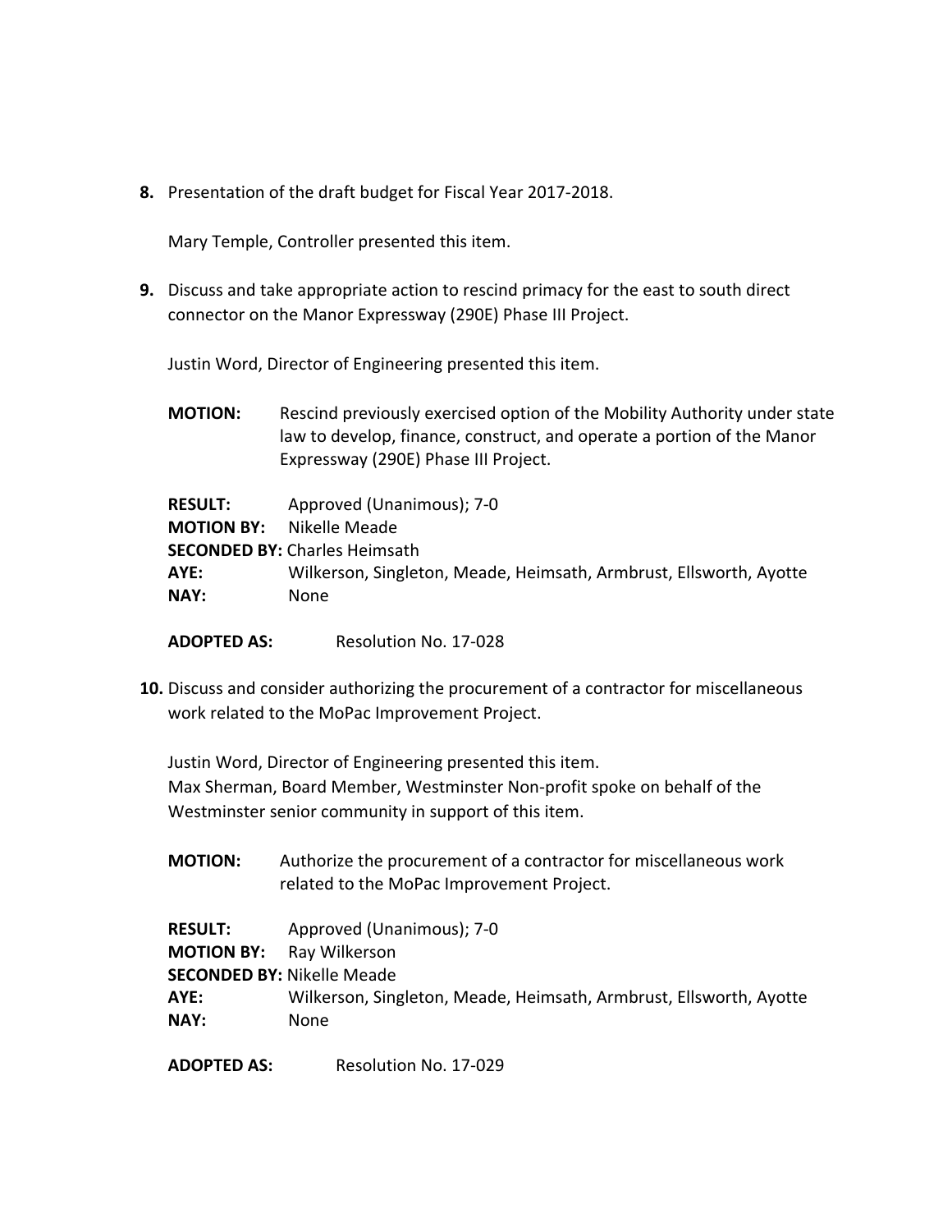**8.** Presentation of the draft budget for Fiscal Year 2017-2018.

Mary Temple, Controller presented this item.

**9.** Discuss and take appropriate action to rescind primacy for the east to south direct connector on the Manor Expressway (290E) Phase III Project.

Justin Word, Director of Engineering presented this item.

**MOTION:** Rescind previously exercised option of the Mobility Authority under state law to develop, finance, construct, and operate a portion of the Manor Expressway (290E) Phase III Project.

**RESULT:** Approved (Unanimous); 7-0
**MOTION BY:** Nikelle Meade
**SECONDED BY:** Charles Heimsath
**AYE:** Wilkerson, Singleton, Meade, Heimsath, Armbrust, Ellsworth, Ayotte
**NAY:** None

**ADOPTED AS:** Resolution No. 17-028

**10.** Discuss and consider authorizing the procurement of a contractor for miscellaneous work related to the MoPac Improvement Project.

Justin Word, Director of Engineering presented this item.
Max Sherman, Board Member, Westminster Non-profit spoke on behalf of the Westminster senior community in support of this item.

**MOTION:** Authorize the procurement of a contractor for miscellaneous work related to the MoPac Improvement Project.

**RESULT:** Approved (Unanimous); 7-0
**MOTION BY:** Ray Wilkerson
**SECONDED BY:** Nikelle Meade
**AYE:** Wilkerson, Singleton, Meade, Heimsath, Armbrust, Ellsworth, Ayotte
**NAY:** None

**ADOPTED AS:** Resolution No. 17-029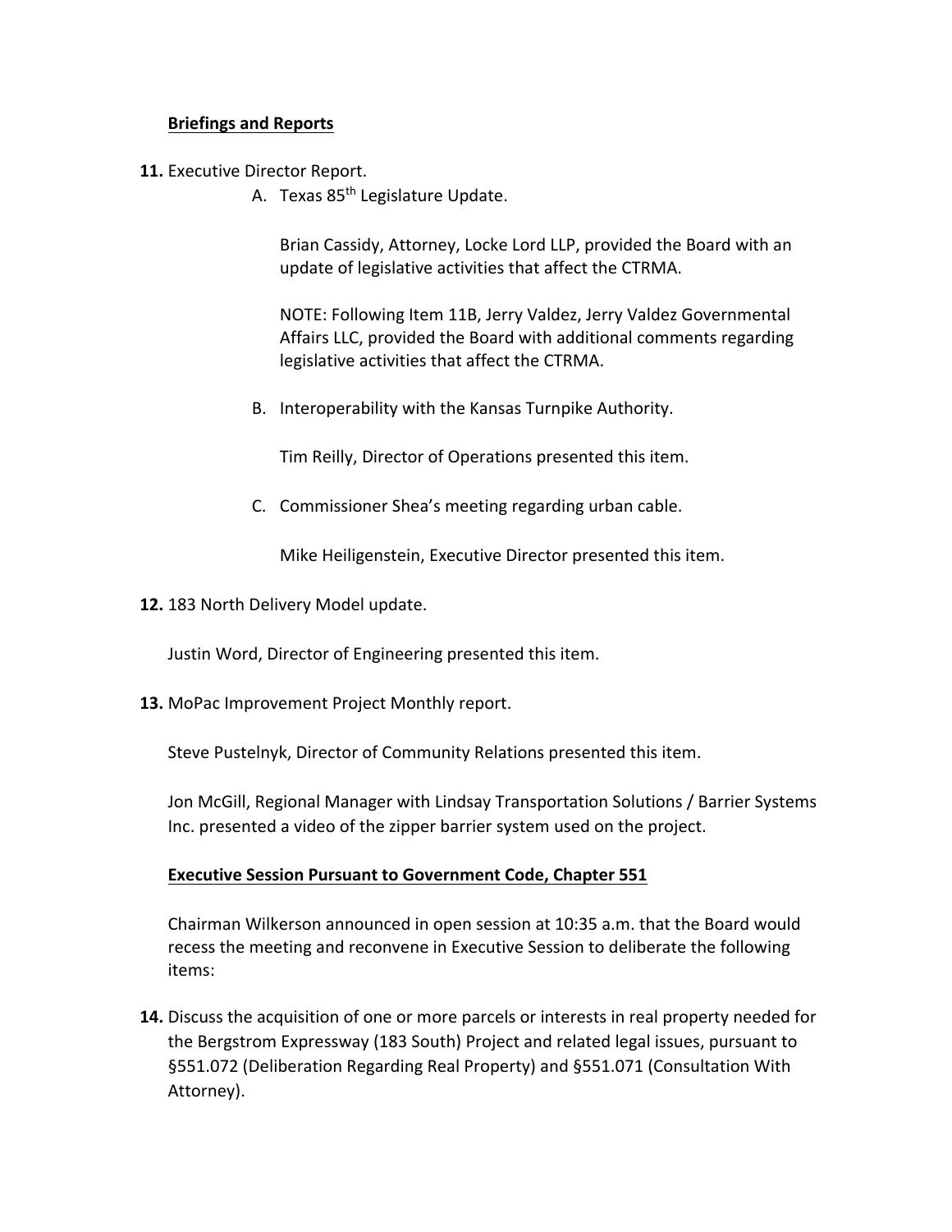**Briefings and Reports**

**11.** Executive Director Report.

A. Texas 85th Legislature Update.

Brian Cassidy, Attorney, Locke Lord LLP, provided the Board with an update of legislative activities that affect the CTRMA.

NOTE: Following Item 11B, Jerry Valdez, Jerry Valdez Governmental Affairs LLC, provided the Board with additional comments regarding legislative activities that affect the CTRMA.

B. Interoperability with the Kansas Turnpike Authority.

Tim Reilly, Director of Operations presented this item.

C. Commissioner Shea's meeting regarding urban cable.

Mike Heiligenstein, Executive Director presented this item.

**12.** 183 North Delivery Model update.

Justin Word, Director of Engineering presented this item.

**13.** MoPac Improvement Project Monthly report.

Steve Pustelnyk, Director of Community Relations presented this item.

Jon McGill, Regional Manager with Lindsay Transportation Solutions / Barrier Systems Inc. presented a video of the zipper barrier system used on the project.

**Executive Session Pursuant to Government Code, Chapter 551**

Chairman Wilkerson announced in open session at 10:35 a.m. that the Board would recess the meeting and reconvene in Executive Session to deliberate the following items:

**14.** Discuss the acquisition of one or more parcels or interests in real property needed for the Bergstrom Expressway (183 South) Project and related legal issues, pursuant to §551.072 (Deliberation Regarding Real Property) and §551.071 (Consultation With Attorney).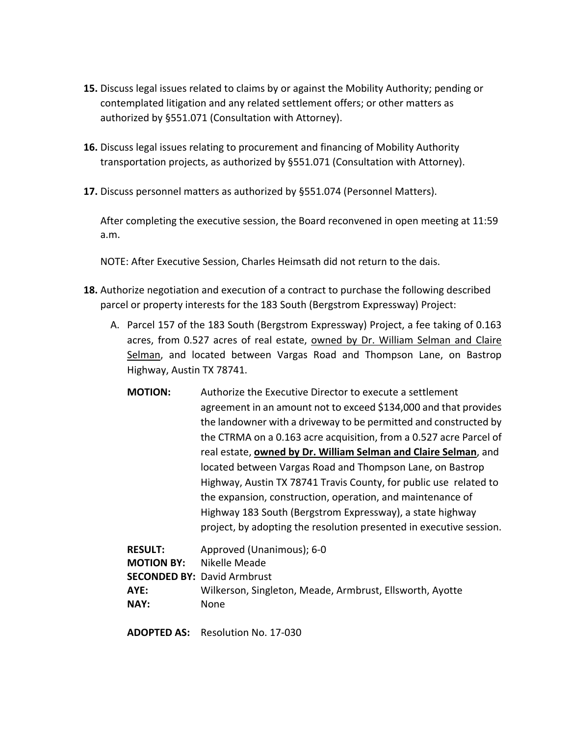**15.** Discuss legal issues related to claims by or against the Mobility Authority; pending or contemplated litigation and any related settlement offers; or other matters as authorized by §551.071 (Consultation with Attorney).

**16.** Discuss legal issues relating to procurement and financing of Mobility Authority transportation projects, as authorized by §551.071 (Consultation with Attorney).

**17.** Discuss personnel matters as authorized by §551.074 (Personnel Matters).

After completing the executive session, the Board reconvened in open meeting at 11:59 a.m.

NOTE: After Executive Session, Charles Heimsath did not return to the dais.

**18.** Authorize negotiation and execution of a contract to purchase the following described parcel or property interests for the 183 South (Bergstrom Expressway) Project:

A. Parcel 157 of the 183 South (Bergstrom Expressway) Project, a fee taking of 0.163 acres, from 0.527 acres of real estate, <u>owned by Dr. William Selman and Claire Selman</u>, and located between Vargas Road and Thompson Lane, on Bastrop Highway, Austin TX 78741.

**MOTION:** Authorize the Executive Director to execute a settlement agreement in an amount not to exceed $134,000 and that provides the landowner with a driveway to be permitted and constructed by the CTRMA on a 0.163 acre acquisition, from a 0.527 acre Parcel of real estate, **<u>owned by Dr. William Selman and Claire Selman</u>**, and located between Vargas Road and Thompson Lane, on Bastrop Highway, Austin TX 78741 Travis County, for public use related to the expansion, construction, operation, and maintenance of Highway 183 South (Bergstrom Expressway), a state highway project, by adopting the resolution presented in executive session.

**RESULT:** Approved (Unanimous); 6-0
**MOTION BY:** Nikelle Meade
**SECONDED BY:** David Armbrust
**AYE:** Wilkerson, Singleton, Meade, Armbrust, Ellsworth, Ayotte
**NAY:** None

**ADOPTED AS:** Resolution No. 17-030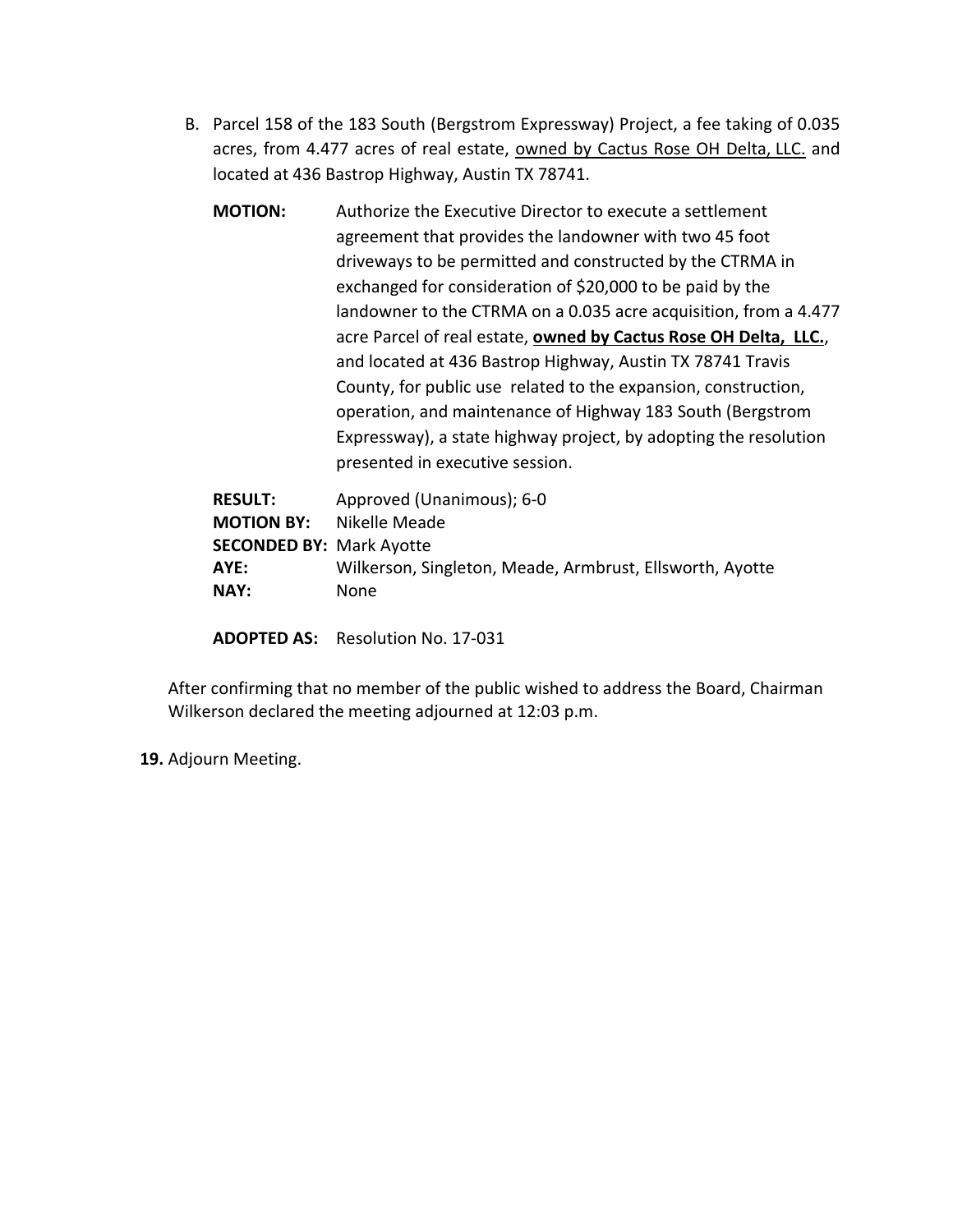B. Parcel 158 of the 183 South (Bergstrom Expressway) Project, a fee taking of 0.035 acres, from 4.477 acres of real estate, <u>owned by Cactus Rose OH Delta, LLC.</u> and located at 436 Bastrop Highway, Austin TX 78741.

**MOTION:** Authorize the Executive Director to execute a settlement agreement that provides the landowner with two 45 foot driveways to be permitted and constructed by the CTRMA in exchanged for consideration of $20,000 to be paid by the landowner to the CTRMA on a 0.035 acre acquisition, from a 4.477 acre Parcel of real estate, **<u>owned by Cactus Rose OH Delta, LLC.</u>**, and located at 436 Bastrop Highway, Austin TX 78741 Travis County, for public use related to the expansion, construction, operation, and maintenance of Highway 183 South (Bergstrom Expressway), a state highway project, by adopting the resolution presented in executive session.

**RESULT:** Approved (Unanimous); 6-0
**MOTION BY:** Nikelle Meade
**SECONDED BY:** Mark Ayotte
**AYE:** Wilkerson, Singleton, Meade, Armbrust, Ellsworth, Ayotte
**NAY:** None

**ADOPTED AS:** Resolution No. 17-031

After confirming that no member of the public wished to address the Board, Chairman Wilkerson declared the meeting adjourned at 12:03 p.m.

**19.** Adjourn Meeting.